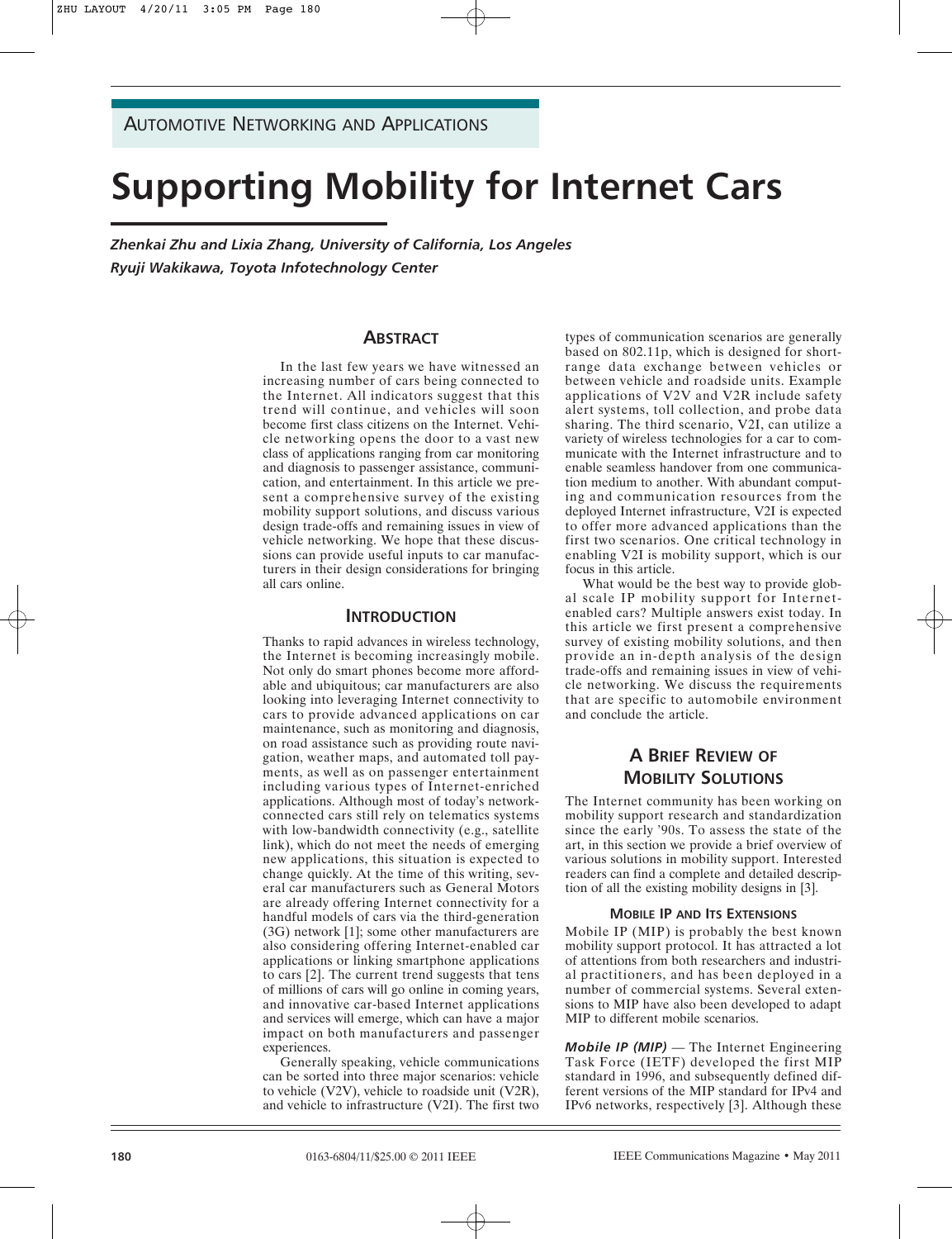AUTOMOTIVE NETWORKING AND APPLICATIONS

# Supporting Mobility for Internet Cars

*Zhenkai Zhu and Lixia Zhang, University of California, Los Angeles*
*Ryuji Wakikawa, Toyota Infotechnology Center*

## ABSTRACT

In the last few years we have witnessed an increasing number of cars being connected to the Internet. All indicators suggest that this trend will continue, and vehicles will soon become first class citizens on the Internet. Vehicle networking opens the door to a vast new class of applications ranging from car monitoring and diagnosis to passenger assistance, communication, and entertainment. In this article we present a comprehensive survey of the existing mobility support solutions, and discuss various design trade-offs and remaining issues in view of vehicle networking. We hope that these discussions can provide useful inputs to car manufacturers in their design considerations for bringing all cars online.

## INTRODUCTION

Thanks to rapid advances in wireless technology, the Internet is becoming increasingly mobile. Not only do smart phones become more affordable and ubiquitous; car manufacturers are also looking into leveraging Internet connectivity to cars to provide advanced applications on car maintenance, such as monitoring and diagnosis, on road assistance such as providing route navigation, weather maps, and automated toll payments, as well as on passenger entertainment including various types of Internet-enriched applications. Although most of today's network-connected cars still rely on telematics systems with low-bandwidth connectivity (e.g., satellite link), which do not meet the needs of emerging new applications, this situation is expected to change quickly. At the time of this writing, several car manufacturers such as General Motors are already offering Internet connectivity for a handful models of cars via the third-generation (3G) network [1]; some other manufacturers are also considering offering Internet-enabled car applications or linking smartphone applications to cars [2]. The current trend suggests that tens of millions of cars will go online in coming years, and innovative car-based Internet applications and services will emerge, which can have a major impact on both manufacturers and passenger experiences.

Generally speaking, vehicle communications can be sorted into three major scenarios: vehicle to vehicle (V2V), vehicle to roadside unit (V2R), and vehicle to infrastructure (V2I). The first two types of communication scenarios are generally based on 802.11p, which is designed for short-range data exchange between vehicles or between vehicle and roadside units. Example applications of V2V and V2R include safety alert systems, toll collection, and probe data sharing. The third scenario, V2I, can utilize a variety of wireless technologies for a car to communicate with the Internet infrastructure and to enable seamless handover from one communication medium to another. With abundant computing and communication resources from the deployed Internet infrastructure, V2I is expected to offer more advanced applications than the first two scenarios. One critical technology in enabling V2I is mobility support, which is our focus in this article.

What would be the best way to provide global scale IP mobility support for Internet-enabled cars? Multiple answers exist today. In this article we first present a comprehensive survey of existing mobility solutions, and then provide an in-depth analysis of the design trade-offs and remaining issues in view of vehicle networking. We discuss the requirements that are specific to automobile environment and conclude the article.

## A BRIEF REVIEW OF MOBILITY SOLUTIONS

The Internet community has been working on mobility support research and standardization since the early '90s. To assess the state of the art, in this section we provide a brief overview of various solutions in mobility support. Interested readers can find a complete and detailed description of all the existing mobility designs in [3].

### MOBILE IP AND ITS EXTENSIONS

Mobile IP (MIP) is probably the best known mobility support protocol. It has attracted a lot of attentions from both researchers and industrial practitioners, and has been deployed in a number of commercial systems. Several extensions to MIP have also been developed to adapt MIP to different mobile scenarios.

***Mobile IP (MIP)*** — The Internet Engineering Task Force (IETF) developed the first MIP standard in 1996, and subsequently defined different versions of the MIP standard for IPv4 and IPv6 networks, respectively [3]. Although these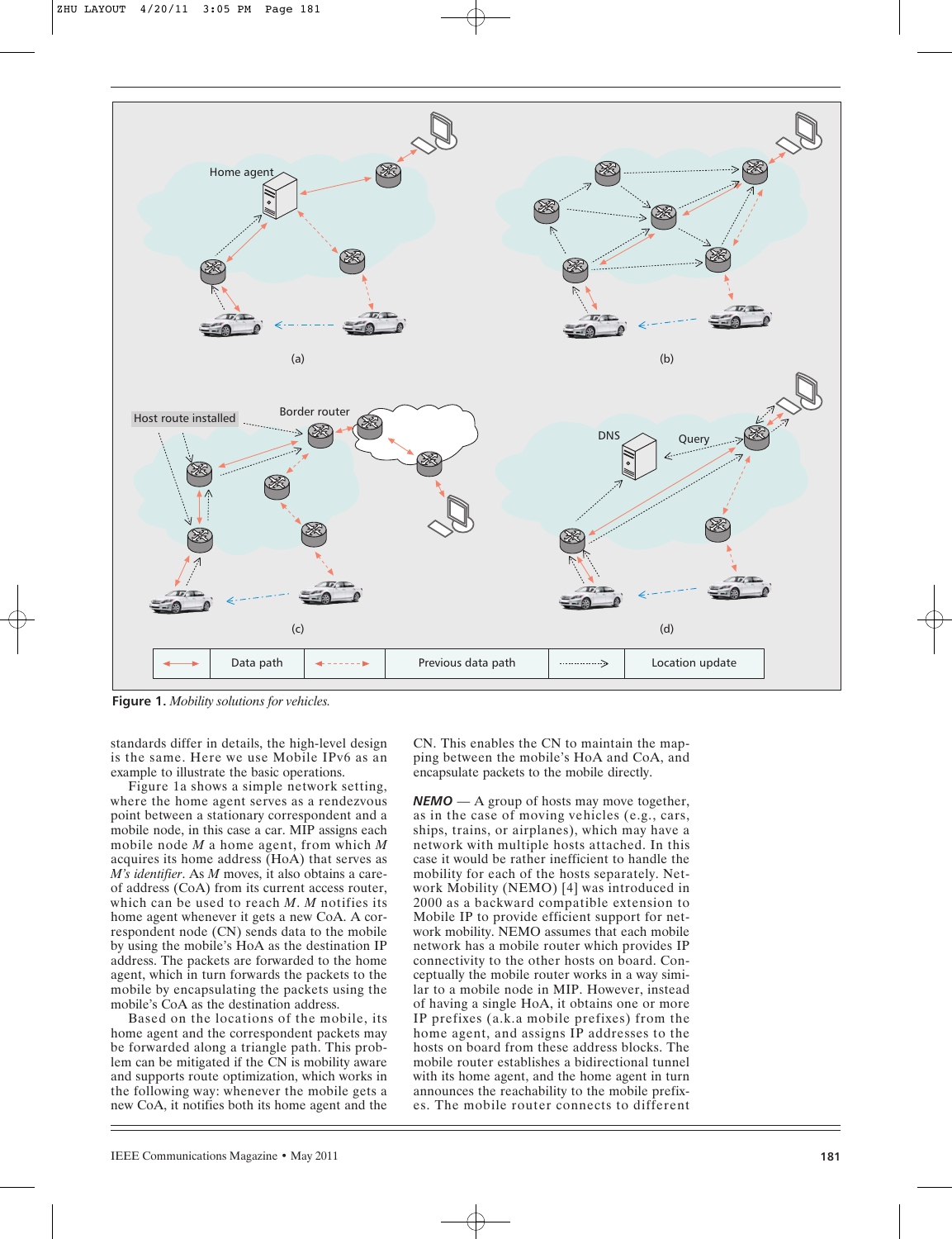(a)

(b)

(c)

(d)

Home agent

Host route installed

Border router

DNS

Query

Data path

Previous data path

Location update

**Figure 1.** *Mobility solutions for vehicles.*

standards differ in details, the high-level design is the same. Here we use Mobile IPv6 as an example to illustrate the basic operations.

Figure 1a shows a simple network setting, where the home agent serves as a rendezvous point between a stationary correspondent and a mobile node, in this case a car. MIP assigns each mobile node *M* a home agent, from which *M* acquires its home address (HoA) that serves as *M's identifier*. As *M* moves, it also obtains a care-of address (CoA) from its current access router, which can be used to reach *M*. *M* notifies its home agent whenever it gets a new CoA. A correspondent node (CN) sends data to the mobile by using the mobile's HoA as the destination IP address. The packets are forwarded to the home agent, which in turn forwards the packets to the mobile by encapsulating the packets using the mobile's CoA as the destination address.

Based on the locations of the mobile, its home agent and the correspondent packets may be forwarded along a triangle path. This problem can be mitigated if the CN is mobility aware and supports route optimization, which works in the following way: whenever the mobile gets a new CoA, it notifies both its home agent and the CN. This enables the CN to maintain the mapping between the mobile's HoA and CoA, and encapsulate packets to the mobile directly.

***NEMO*** — A group of hosts may move together, as in the case of moving vehicles (e.g., cars, ships, trains, or airplanes), which may have a network with multiple hosts attached. In this case it would be rather inefficient to handle the mobility for each of the hosts separately. Network Mobility (NEMO) [4] was introduced in 2000 as a backward compatible extension to Mobile IP to provide efficient support for network mobility. NEMO assumes that each mobile network has a mobile router which provides IP connectivity to the other hosts on board. Conceptually the mobile router works in a way similar to a mobile node in MIP. However, instead of having a single HoA, it obtains one or more IP prefixes (a.k.a mobile prefixes) from the home agent, and assigns IP addresses to the hosts on board from these address blocks. The mobile router establishes a bidirectional tunnel with its home agent, and the home agent in turn announces the reachability to the mobile prefixes. The mobile router connects to different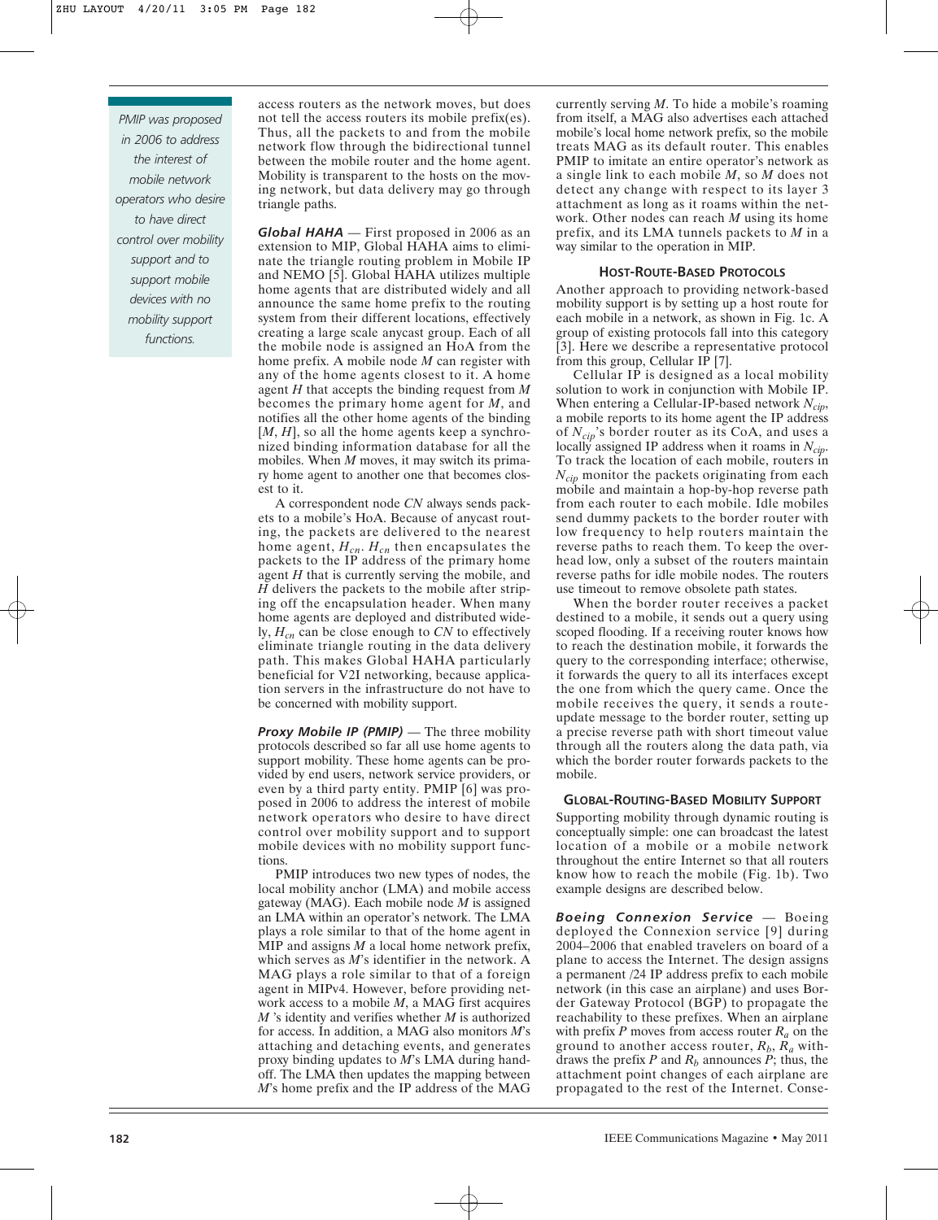access routers as the network moves, but does not tell the access routers its mobile prefix(es). Thus, all the packets to and from the mobile network flow through the bidirectional tunnel between the mobile router and the home agent. Mobility is transparent to the hosts on the moving network, but data delivery may go through triangle paths.

***Global HAHA*** — First proposed in 2006 as an extension to MIP, Global HAHA aims to eliminate the triangle routing problem in Mobile IP and NEMO [5]. Global HAHA utilizes multiple home agents that are distributed widely and all announce the same home prefix to the routing system from their different locations, effectively creating a large scale anycast group. Each of all the mobile node is assigned an HoA from the home prefix. A mobile node *M* can register with any of the home agents closest to it. A home agent *H* that accepts the binding request from *M* becomes the primary home agent for *M*, and notifies all the other home agents of the binding [*M*, *H*], so all the home agents keep a synchronized binding information database for all the mobiles. When *M* moves, it may switch its primary home agent to another one that becomes closest to it.

A correspondent node *CN* always sends packets to a mobile's HoA. Because of anycast routing, the packets are delivered to the nearest home agent, $H_{cn}$. $H_{cn}$ then encapsulates the packets to the IP address of the primary home agent *H* that is currently serving the mobile, and *H* delivers the packets to the mobile after stripping off the encapsulation header. When many home agents are deployed and distributed widely, $H_{cn}$ can be close enough to *CN* to effectively eliminate triangle routing in the data delivery path. This makes Global HAHA particularly beneficial for V2I networking, because application servers in the infrastructure do not have to be concerned with mobility support.

***Proxy Mobile IP (PMIP)*** — The three mobility protocols described so far all use home agents to support mobility. These home agents can be provided by end users, network service providers, or even by a third party entity. PMIP [6] was proposed in 2006 to address the interest of mobile network operators who desire to have direct control over mobility support and to support mobile devices with no mobility support functions.

*PMIP was proposed in 2006 to address the interest of mobile network operators who desire to have direct control over mobility support and to support mobile devices with no mobility support functions.*

PMIP introduces two new types of nodes, the local mobility anchor (LMA) and mobile access gateway (MAG). Each mobile node *M* is assigned an LMA within an operator's network. The LMA plays a role similar to that of the home agent in MIP and assigns *M* a local home network prefix, which serves as *M*'s identifier in the network. A MAG plays a role similar to that of a foreign agent in MIPv4. However, before providing network access to a mobile *M*, a MAG first acquires *M*'s identity and verifies whether *M* is authorized for access. In addition, a MAG also monitors *M*'s attaching and detaching events, and generates proxy binding updates to *M*'s LMA during handoff. The LMA then updates the mapping between *M*'s home prefix and the IP address of the MAG currently serving *M*. To hide a mobile's roaming from itself, a MAG also advertises each attached mobile's local home network prefix, so the mobile treats MAG as its default router. This enables PMIP to imitate an entire operator's network as a single link to each mobile *M*, so *M* does not detect any change with respect to its layer 3 attachment as long as it roams within the network. Other nodes can reach *M* using its home prefix, and its LMA tunnels packets to *M* in a way similar to the operation in MIP.

### HOST-ROUTE-BASED PROTOCOLS

Another approach to providing network-based mobility support is by setting up a host route for each mobile in a network, as shown in Fig. 1c. A group of existing protocols fall into this category [3]. Here we describe a representative protocol from this group, Cellular IP [7].

Cellular IP is designed as a local mobility solution to work in conjunction with Mobile IP. When entering a Cellular-IP-based network $N_{cip}$, a mobile reports to its home agent the IP address of $N_{cip}$'s border router as its CoA, and uses a locally assigned IP address when it roams in $N_{cip}$. To track the location of each mobile, routers in $N_{cip}$ monitor the packets originating from each mobile and maintain a hop-by-hop reverse path from each router to each mobile. Idle mobiles send dummy packets to the border router with low frequency to help routers maintain the reverse paths to reach them. To keep the overhead low, only a subset of the routers maintain reverse paths for idle mobile nodes. The routers use timeout to remove obsolete path states.

When the border router receives a packet destined to a mobile, it sends out a query using scoped flooding. If a receiving router knows how to reach the destination mobile, it forwards the query to the corresponding interface; otherwise, it forwards the query to all its interfaces except the one from which the query came. Once the mobile receives the query, it sends a route-update message to the border router, setting up a precise reverse path with short timeout value through all the routers along the data path, via which the border router forwards packets to the mobile.

### GLOBAL-ROUTING-BASED MOBILITY SUPPORT

Supporting mobility through dynamic routing is conceptually simple: one can broadcast the latest location of a mobile or a mobile network throughout the entire Internet so that all routers know how to reach the mobile (Fig. 1b). Two example designs are described below.

***Boeing Connexion Service*** — Boeing deployed the Connexion service [9] during 2004–2006 that enabled travelers on board of a plane to access the Internet. The design assigns a permanent /24 IP address prefix to each mobile network (in this case an airplane) and uses Border Gateway Protocol (BGP) to propagate the reachability to these prefixes. When an airplane with prefix *P* moves from access router $R_a$ on the ground to another access router, $R_b$, $R_a$ withdraws the prefix *P* and $R_b$ announces *P*; thus, the attachment point changes of each airplane are propagated to the rest of the Internet. Conse-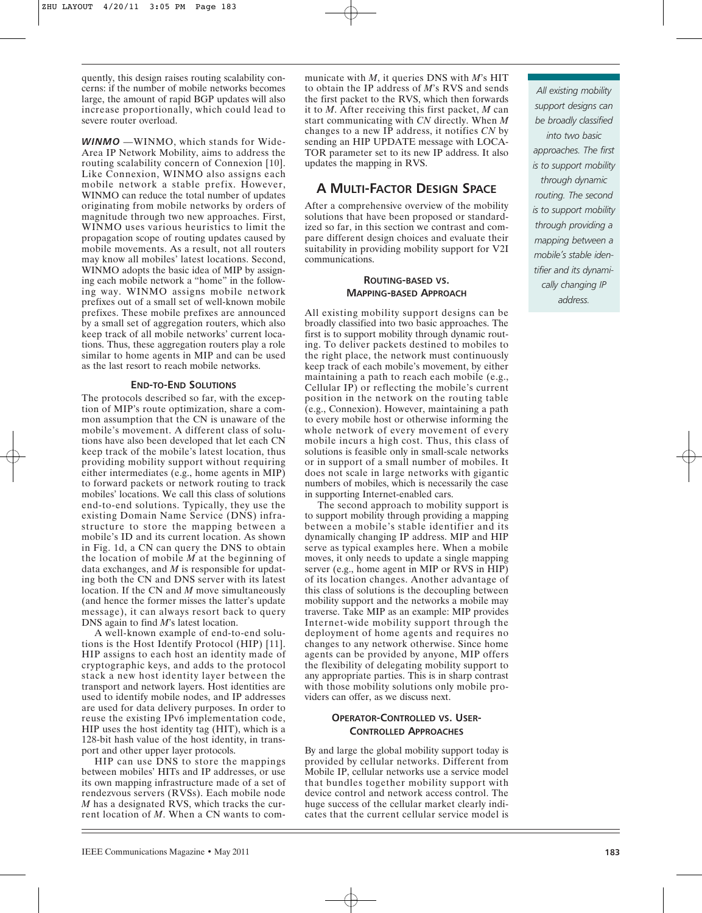quently, this design raises routing scalability concerns: if the number of mobile networks becomes large, the amount of rapid BGP updates will also increase proportionally, which could lead to severe router overload.

***WINMO*** —WINMO, which stands for Wide-Area IP Network Mobility, aims to address the routing scalability concern of Connexion [10]. Like Connexion, WINMO also assigns each mobile network a stable prefix. However, WINMO can reduce the total number of updates originating from mobile networks by orders of magnitude through two new approaches. First, WINMO uses various heuristics to limit the propagation scope of routing updates caused by mobile movements. As a result, not all routers may know all mobiles' latest locations. Second, WINMO adopts the basic idea of MIP by assigning each mobile network a "home" in the following way. WINMO assigns mobile network prefixes out of a small set of well-known mobile prefixes. These mobile prefixes are announced by a small set of aggregation routers, which also keep track of all mobile networks' current locations. Thus, these aggregation routers play a role similar to home agents in MIP and can be used as the last resort to reach mobile networks.

#### END-TO-END SOLUTIONS

The protocols described so far, with the exception of MIP's route optimization, share a common assumption that the CN is unaware of the mobile's movement. A different class of solutions have also been developed that let each CN keep track of the mobile's latest location, thus providing mobility support without requiring either intermediates (e.g., home agents in MIP) to forward packets or network routing to track mobiles' locations. We call this class of solutions end-to-end solutions. Typically, they use the existing Domain Name Service (DNS) infrastructure to store the mapping between a mobile's ID and its current location. As shown in Fig. 1d, a CN can query the DNS to obtain the location of mobile *M* at the beginning of data exchanges, and *M* is responsible for updating both the CN and DNS server with its latest location. If the CN and *M* move simultaneously (and hence the former misses the latter's update message), it can always resort back to query DNS again to find *M*'s latest location.

A well-known example of end-to-end solutions is the Host Identify Protocol (HIP) [11]. HIP assigns to each host an identity made of cryptographic keys, and adds to the protocol stack a new host identity layer between the transport and network layers. Host identities are used to identify mobile nodes, and IP addresses are used for data delivery purposes. In order to reuse the existing IPv6 implementation code, HIP uses the host identity tag (HIT), which is a 128-bit hash value of the host identity, in transport and other upper layer protocols.

HIP can use DNS to store the mappings between mobiles' HITs and IP addresses, or use its own mapping infrastructure made of a set of rendezvous servers (RVSs). Each mobile node *M* has a designated RVS, which tracks the current location of *M*. When a CN wants to communicate with *M*, it queries DNS with *M*'s HIT to obtain the IP address of *M*'s RVS and sends the first packet to the RVS, which then forwards it to *M*. After receiving this first packet, *M* can start communicating with *CN* directly. When *M* changes to a new IP address, it notifies *CN* by sending an HIP UPDATE message with LOCATOR parameter set to its new IP address. It also updates the mapping in RVS.

## A MULTI-FACTOR DESIGN SPACE

After a comprehensive overview of the mobility solutions that have been proposed or standardized so far, in this section we contrast and compare different design choices and evaluate their suitability in providing mobility support for V2I communications.

#### ROUTING-BASED VS. MAPPING-BASED APPROACH

All existing mobility support designs can be broadly classified into two basic approaches. The first is to support mobility through dynamic routing. To deliver packets destined to mobiles to the right place, the network must continuously keep track of each mobile's movement, by either maintaining a path to reach each mobile (e.g., Cellular IP) or reflecting the mobile's current position in the network on the routing table (e.g., Connexion). However, maintaining a path to every mobile host or otherwise informing the whole network of every movement of every mobile incurs a high cost. Thus, this class of solutions is feasible only in small-scale networks or in support of a small number of mobiles. It does not scale in large networks with gigantic numbers of mobiles, which is necessarily the case in supporting Internet-enabled cars.

The second approach to mobility support is to support mobility through providing a mapping between a mobile's stable identifier and its dynamically changing IP address. MIP and HIP serve as typical examples here. When a mobile moves, it only needs to update a single mapping server (e.g., home agent in MIP or RVS in HIP) of its location changes. Another advantage of this class of solutions is the decoupling between mobility support and the networks a mobile may traverse. Take MIP as an example: MIP provides Internet-wide mobility support through the deployment of home agents and requires no changes to any network otherwise. Since home agents can be provided by anyone, MIP offers the flexibility of delegating mobility support to any appropriate parties. This is in sharp contrast with those mobility solutions only mobile providers can offer, as we discuss next.

*All existing mobility support designs can be broadly classified into two basic approaches. The first is to support mobility through dynamic routing. The second is to support mobility through providing a mapping between a mobile's stable identifier and its dynamically changing IP address.*

#### OPERATOR-CONTROLLED VS. USER-CONTROLLED APPROACHES

By and large the global mobility support today is provided by cellular networks. Different from Mobile IP, cellular networks use a service model that bundles together mobility support with device control and network access control. The huge success of the cellular market clearly indicates that the current cellular service model is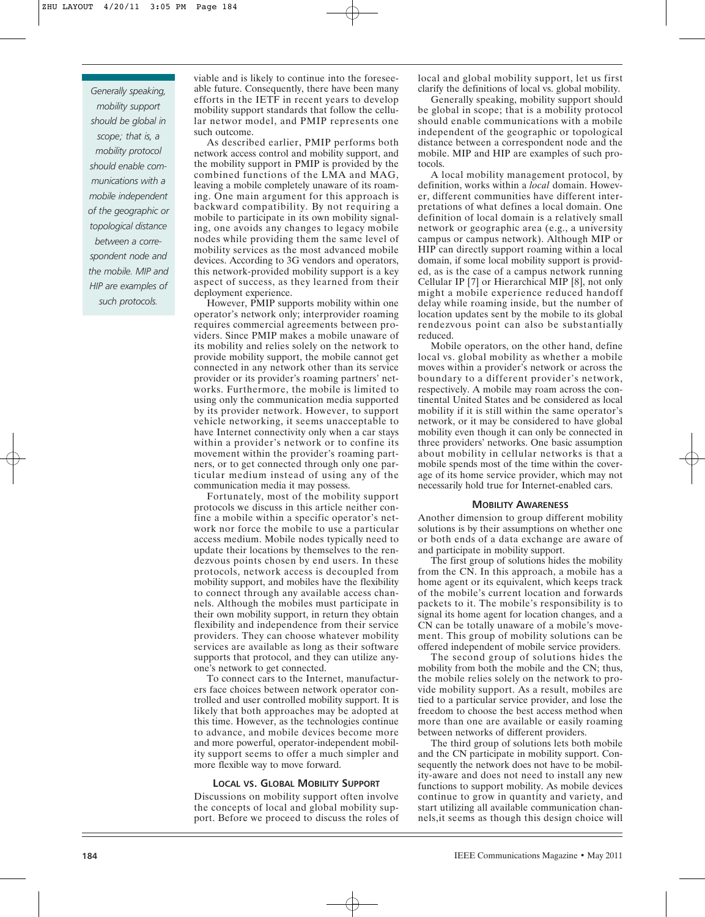*Generally speaking, mobility support should be global in scope; that is, a mobility protocol should enable communications with a mobile independent of the geographic or topological distance between a correspondent node and the mobile. MIP and HIP are examples of such protocols.*

viable and is likely to continue into the foreseeable future. Consequently, there have been many efforts in the IETF in recent years to develop mobility support standards that follow the cellular networ model, and PMIP represents one such outcome.

As described earlier, PMIP performs both network access control and mobility support, and the mobility support in PMIP is provided by the combined functions of the LMA and MAG, leaving a mobile completely unaware of its roaming. One main argument for this approach is backward compatibility. By not requiring a mobile to participate in its own mobility signaling, one avoids any changes to legacy mobile nodes while providing them the same level of mobility services as the most advanced mobile devices. According to 3G vendors and operators, this network-provided mobility support is a key aspect of success, as they learned from their deployment experience.

However, PMIP supports mobility within one operator's network only; interprovider roaming requires commercial agreements between providers. Since PMIP makes a mobile unaware of its mobility and relies solely on the network to provide mobility support, the mobile cannot get connected in any network other than its service provider or its provider's roaming partners' networks. Furthermore, the mobile is limited to using only the communication media supported by its provider network. However, to support vehicle networking, it seems unacceptable to have Internet connectivity only when a car stays within a provider's network or to confine its movement within the provider's roaming partners, or to get connected through only one particular medium instead of using any of the communication media it may possess.

Fortunately, most of the mobility support protocols we discuss in this article neither confine a mobile within a specific operator's network nor force the mobile to use a particular access medium. Mobile nodes typically need to update their locations by themselves to the rendezvous points chosen by end users. In these protocols, network access is decoupled from mobility support, and mobiles have the flexibility to connect through any available access channels. Although the mobiles must participate in their own mobility support, in return they obtain flexibility and independence from their service providers. They can choose whatever mobility services are available as long as their software supports that protocol, and they can utilize anyone's network to get connected.

To connect cars to the Internet, manufacturers face choices between network operator controlled and user controlled mobility support. It is likely that both approaches may be adopted at this time. However, as the technologies continue to advance, and mobile devices become more and more powerful, operator-independent mobility support seems to offer a much simpler and more flexible way to move forward.

## Local vs. Global Mobility Support

Discussions on mobility support often involve the concepts of local and global mobility support. Before we proceed to discuss the roles of local and global mobility support, let us first clarify the definitions of local vs. global mobility.

Generally speaking, mobility support should be global in scope; that is a mobility protocol should enable communications with a mobile independent of the geographic or topological distance between a correspondent node and the mobile. MIP and HIP are examples of such protocols.

A local mobility management protocol, by definition, works within a *local* domain. However, different communities have different interpretations of what defines a local domain. One definition of local domain is a relatively small network or geographic area (e.g., a university campus or campus network). Although MIP or HIP can directly support roaming within a local domain, if some local mobility support is provided, as is the case of a campus network running Cellular IP [7] or Hierarchical MIP [8], not only might a mobile experience reduced handoff delay while roaming inside, but the number of location updates sent by the mobile to its global rendezvous point can also be substantially reduced.

Mobile operators, on the other hand, define local vs. global mobility as whether a mobile moves within a provider's network or across the boundary to a different provider's network, respectively. A mobile may roam across the continental United States and be considered as local mobility if it is still within the same operator's network, or it may be considered to have global mobility even though it can only be connected in three providers' networks. One basic assumption about mobility in cellular networks is that a mobile spends most of the time within the coverage of its home service provider, which may not necessarily hold true for Internet-enabled cars.

## Mobility Awareness

Another dimension to group different mobility solutions is by their assumptions on whether one or both ends of a data exchange are aware of and participate in mobility support.

The first group of solutions hides the mobility from the CN. In this approach, a mobile has a home agent or its equivalent, which keeps track of the mobile's current location and forwards packets to it. The mobile's responsibility is to signal its home agent for location changes, and a CN can be totally unaware of a mobile's movement. This group of mobility solutions can be offered independent of mobile service providers.

The second group of solutions hides the mobility from both the mobile and the CN; thus, the mobile relies solely on the network to provide mobility support. As a result, mobiles are tied to a particular service provider, and lose the freedom to choose the best access method when more than one are available or easily roaming between networks of different providers.

The third group of solutions lets both mobile and the CN participate in mobility support. Consequently the network does not have to be mobility-aware and does not need to install any new functions to support mobility. As mobile devices continue to grow in quantity and variety, and start utilizing all available communication channels,it seems as though this design choice will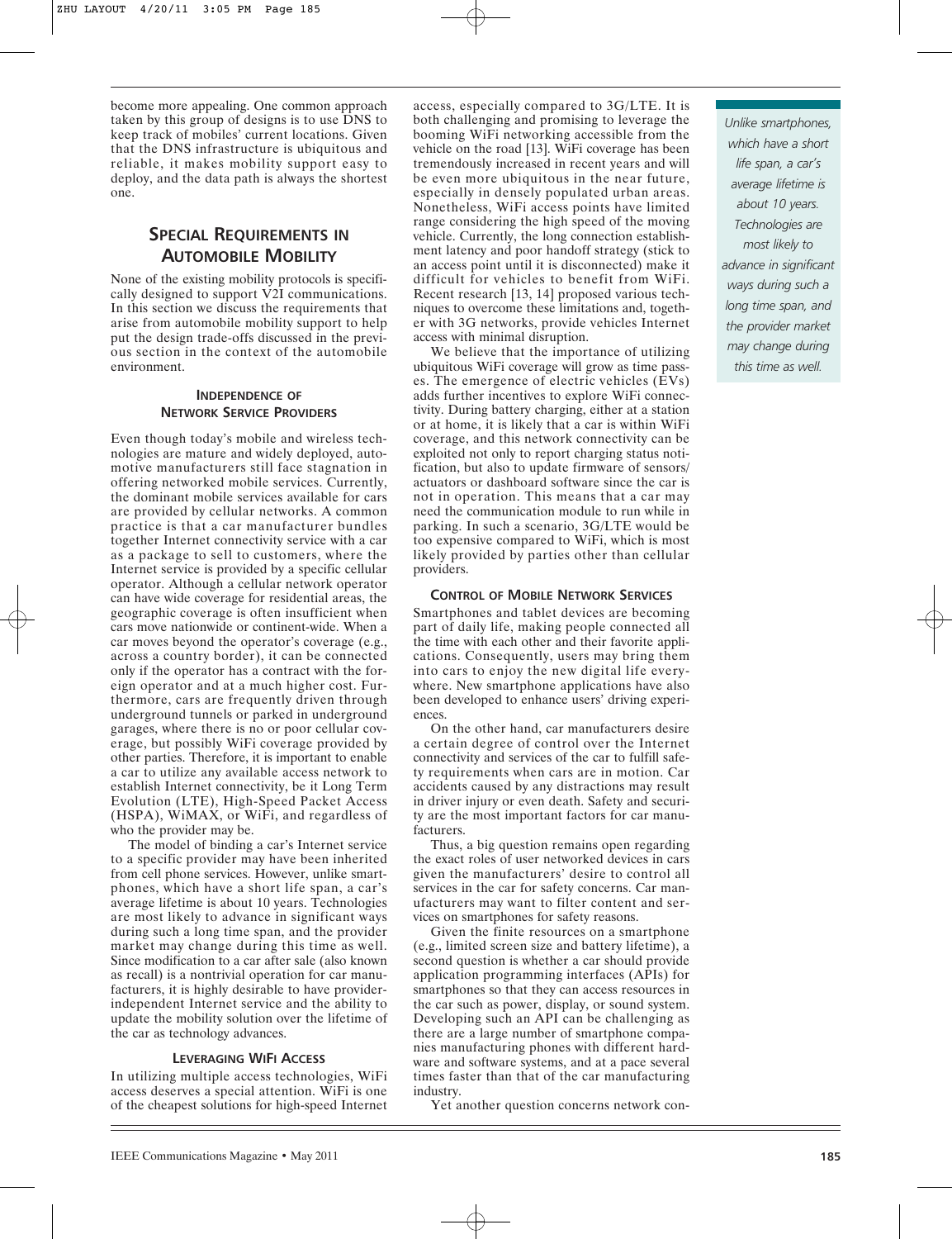become more appealing. One common approach taken by this group of designs is to use DNS to keep track of mobiles' current locations. Given that the DNS infrastructure is ubiquitous and reliable, it makes mobility support easy to deploy, and the data path is always the shortest one.

## SPECIAL REQUIREMENTS IN AUTOMOBILE MOBILITY

None of the existing mobility protocols is specifically designed to support V2I communications. In this section we discuss the requirements that arise from automobile mobility support to help put the design trade-offs discussed in the previous section in the context of the automobile environment.

### INDEPENDENCE OF NETWORK SERVICE PROVIDERS

Even though today's mobile and wireless technologies are mature and widely deployed, automotive manufacturers still face stagnation in offering networked mobile services. Currently, the dominant mobile services available for cars are provided by cellular networks. A common practice is that a car manufacturer bundles together Internet connectivity service with a car as a package to sell to customers, where the Internet service is provided by a specific cellular operator. Although a cellular network operator can have wide coverage for residential areas, the geographic coverage is often insufficient when cars move nationwide or continent-wide. When a car moves beyond the operator's coverage (e.g., across a country border), it can be connected only if the operator has a contract with the foreign operator and at a much higher cost. Furthermore, cars are frequently driven through underground tunnels or parked in underground garages, where there is no or poor cellular coverage, but possibly WiFi coverage provided by other parties. Therefore, it is important to enable a car to utilize any available access network to establish Internet connectivity, be it Long Term Evolution (LTE), High-Speed Packet Access (HSPA), WiMAX, or WiFi, and regardless of who the provider may be.

The model of binding a car's Internet service to a specific provider may have been inherited from cell phone services. However, unlike smartphones, which have a short life span, a car's average lifetime is about 10 years. Technologies are most likely to advance in significant ways during such a long time span, and the provider market may change during this time as well. Since modification to a car after sale (also known as recall) is a nontrivial operation for car manufacturers, it is highly desirable to have provider-independent Internet service and the ability to update the mobility solution over the lifetime of the car as technology advances.

### LEVERAGING WIFI ACCESS

In utilizing multiple access technologies, WiFi access deserves a special attention. WiFi is one of the cheapest solutions for high-speed Internet access, especially compared to 3G/LTE. It is both challenging and promising to leverage the booming WiFi networking accessible from the vehicle on the road [13]. WiFi coverage has been tremendously increased in recent years and will be even more ubiquitous in the near future, especially in densely populated urban areas. Nonetheless, WiFi access points have limited range considering the high speed of the moving vehicle. Currently, the long connection establishment latency and poor handoff strategy (stick to an access point until it is disconnected) make it difficult for vehicles to benefit from WiFi. Recent research [13, 14] proposed various techniques to overcome these limitations and, together with 3G networks, provide vehicles Internet access with minimal disruption.

We believe that the importance of utilizing ubiquitous WiFi coverage will grow as time passes. The emergence of electric vehicles (EVs) adds further incentives to explore WiFi connectivity. During battery charging, either at a station or at home, it is likely that a car is within WiFi coverage, and this network connectivity can be exploited not only to report charging status notification, but also to update firmware of sensors/actuators or dashboard software since the car is not in operation. This means that a car may need the communication module to run while in parking. In such a scenario, 3G/LTE would be too expensive compared to WiFi, which is most likely provided by parties other than cellular providers.

### CONTROL OF MOBILE NETWORK SERVICES

Smartphones and tablet devices are becoming part of daily life, making people connected all the time with each other and their favorite applications. Consequently, users may bring them into cars to enjoy the new digital life everywhere. New smartphone applications have also been developed to enhance users' driving experiences.

On the other hand, car manufacturers desire a certain degree of control over the Internet connectivity and services of the car to fulfill safety requirements when cars are in motion. Car accidents caused by any distractions may result in driver injury or even death. Safety and security are the most important factors for car manufacturers.

Thus, a big question remains open regarding the exact roles of user networked devices in cars given the manufacturers' desire to control all services in the car for safety concerns. Car manufacturers may want to filter content and services on smartphones for safety reasons.

Given the finite resources on a smartphone (e.g., limited screen size and battery lifetime), a second question is whether a car should provide application programming interfaces (APIs) for smartphones so that they can access resources in the car such as power, display, or sound system. Developing such an API can be challenging as there are a large number of smartphone companies manufacturing phones with different hardware and software systems, and at a pace several times faster than that of the car manufacturing industry.

Yet another question concerns network con-

*Unlike smartphones, which have a short life span, a car's average lifetime is about 10 years. Technologies are most likely to advance in significant ways during such a long time span, and the provider market may change during this time as well.*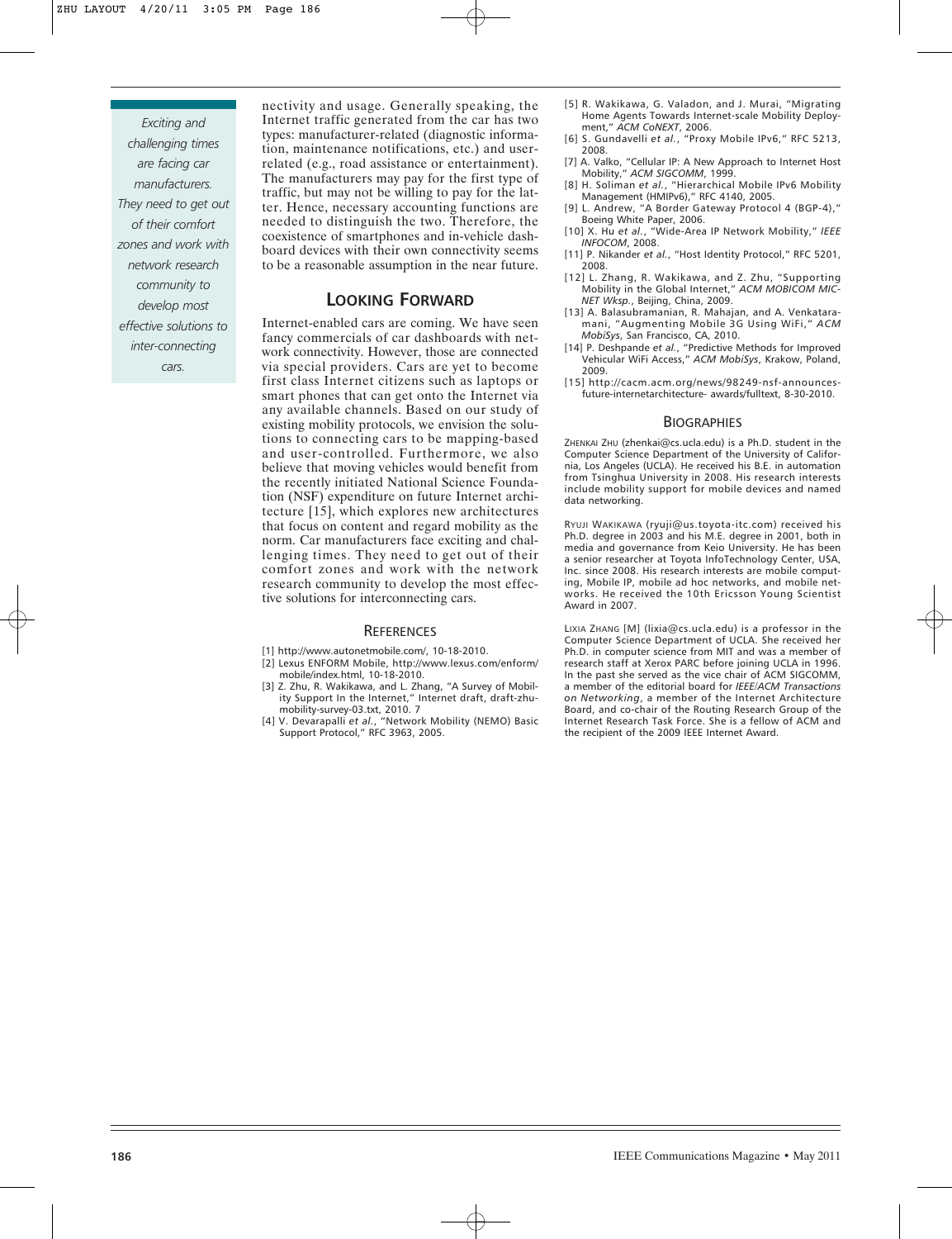> Exciting and challenging times are facing car manufacturers. They need to get out of their comfort zones and work with network research community to develop most effective solutions to inter-connecting cars.

nectivity and usage. Generally speaking, the Internet traffic generated from the car has two types: manufacturer-related (diagnostic information, maintenance notifications, etc.) and user-related (e.g., road assistance or entertainment). The manufacturers may pay for the first type of traffic, but may not be willing to pay for the latter. Hence, necessary accounting functions are needed to distinguish the two. Therefore, the coexistence of smartphones and in-vehicle dashboard devices with their own connectivity seems to be a reasonable assumption in the near future.

## LOOKING FORWARD

Internet-enabled cars are coming. We have seen fancy commercials of car dashboards with network connectivity. However, those are connected via special providers. Cars are yet to become first class Internet citizens such as laptops or smart phones that can get onto the Internet via any available channels. Based on our study of existing mobility protocols, we envision the solutions to connecting cars to be mapping-based and user-controlled. Furthermore, we also believe that moving vehicles would benefit from the recently initiated National Science Foundation (NSF) expenditure on future Internet architecture [15], which explores new architectures that focus on content and regard mobility as the norm. Car manufacturers face exciting and challenging times. They need to get out of their comfort zones and work with the network research community to develop the most effective solutions for interconnecting cars.

## REFERENCES

[1] http://www.autonetmobile.com/, 10-18-2010.

[2] Lexus ENFORM Mobile, http://www.lexus.com/enform/mobile/index.html, 10-18-2010.

[3] Z. Zhu, R. Wakikawa, and L. Zhang, "A Survey of Mobility Support In the Internet," Internet draft, draft-zhu-mobility-survey-03.txt, 2010. 7

[4] V. Devarapalli *et al.*, "Network Mobility (NEMO) Basic Support Protocol," RFC 3963, 2005.

[5] R. Wakikawa, G. Valadon, and J. Murai, "Migrating Home Agents Towards Internet-scale Mobility Deployment," *ACM CoNEXT*, 2006.

[6] S. Gundavelli *et al.*, "Proxy Mobile IPv6," RFC 5213, 2008.

[7] A. Valko, "Cellular IP: A New Approach to Internet Host Mobility," *ACM SIGCOMM*, 1999.

[8] H. Soliman *et al.*, "Hierarchical Mobile IPv6 Mobility Management (HMIPv6)," RFC 4140, 2005.

[9] L. Andrew, "A Border Gateway Protocol 4 (BGP-4)," Boeing White Paper, 2006.

[10] X. Hu *et al.*, "Wide-Area IP Network Mobility," *IEEE INFOCOM*, 2008.

[11] P. Nikander *et al.*, "Host Identity Protocol," RFC 5201, 2008.

[12] L. Zhang, R. Wakikawa, and Z. Zhu, "Supporting Mobility in the Global Internet," *ACM MOBICOM MICNET Wksp.*, Beijing, China, 2009.

[13] A. Balasubramanian, R. Mahajan, and A. Venkataramani, "Augmenting Mobile 3G Using WiFi," *ACM MobiSys*, San Francisco, CA, 2010.

[14] P. Deshpande *et al.*, "Predictive Methods for Improved Vehicular WiFi Access," *ACM MobiSys*, Krakow, Poland, 2009.

[15] http://cacm.acm.org/news/98249-nsf-announces-future-internetarchitecture- awards/fulltext, 8-30-2010.

## BIOGRAPHIES

ZHENKAI ZHU (zhenkai@cs.ucla.edu) is a Ph.D. student in the Computer Science Department of the University of California, Los Angeles (UCLA). He received his B.E. in automation from Tsinghua University in 2008. His research interests include mobility support for mobile devices and named data networking.

RYUJI WAKIKAWA (ryuji@us.toyota-itc.com) received his Ph.D. degree in 2003 and his M.E. degree in 2001, both in media and governance from Keio University. He has been a senior researcher at Toyota InfoTechnology Center, USA, Inc. since 2008. His research interests are mobile computing, Mobile IP, mobile ad hoc networks, and mobile networks. He received the 10th Ericsson Young Scientist Award in 2007.

LIXIA ZHANG [M] (lixia@cs.ucla.edu) is a professor in the Computer Science Department of UCLA. She received her Ph.D. in computer science from MIT and was a member of research staff at Xerox PARC before joining UCLA in 1996. In the past she served as the vice chair of ACM SIGCOMM, a member of the editorial board for *IEEE/ACM Transactions on Networking*, a member of the Internet Architecture Board, and co-chair of the Routing Research Group of the Internet Research Task Force. She is a fellow of ACM and the recipient of the 2009 IEEE Internet Award.